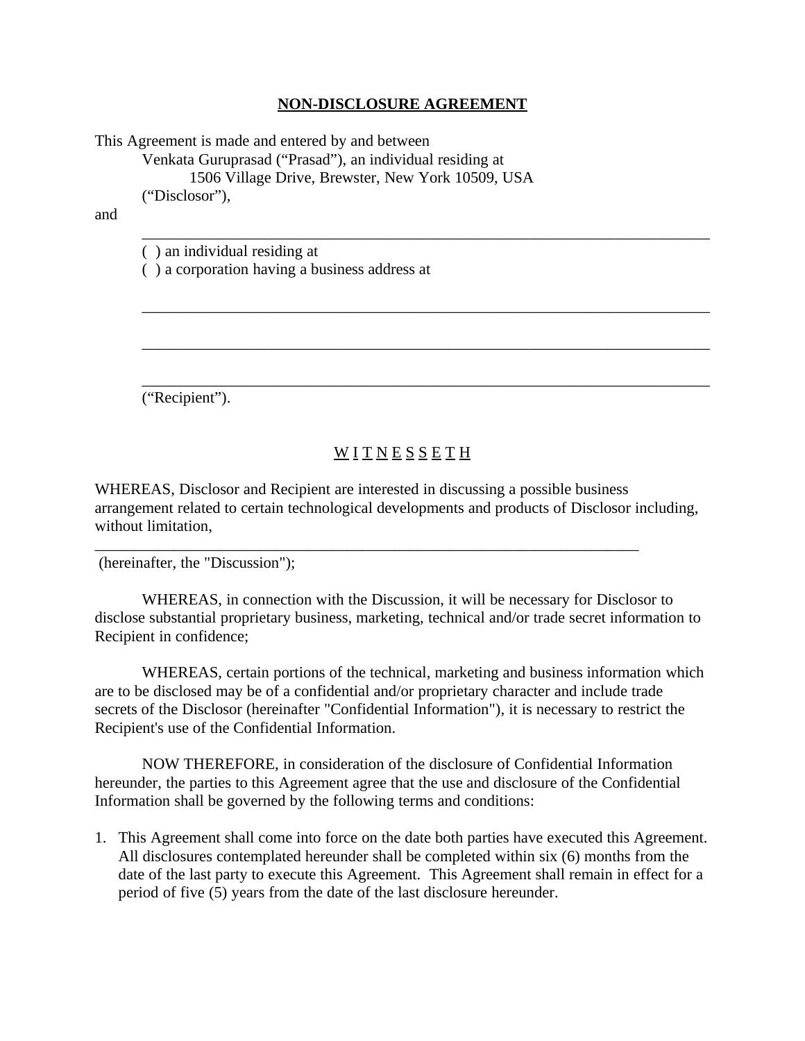**NON-DISCLOSURE AGREEMENT**

This Agreement is made and entered by and between

Venkata Guruprasad ("Prasad"), an individual residing at

1506 Village Drive, Brewster, New York 10509, USA

("Disclosor"),

and

_______________________________________________________________________

( ) an individual residing at

( ) a corporation having a business address at

_______________________________________________________________________

_______________________________________________________________________

_______________________________________________________________________

("Recipient").

W I T N E S S E T H

WHEREAS, Disclosor and Recipient are interested in discussing a possible business arrangement related to certain technological developments and products of Disclosor including, without limitation,

_______________________________________________________________________

(hereinafter, the "Discussion");

WHEREAS, in connection with the Discussion, it will be necessary for Disclosor to disclose substantial proprietary business, marketing, technical and/or trade secret information to Recipient in confidence;

WHEREAS, certain portions of the technical, marketing and business information which are to be disclosed may be of a confidential and/or proprietary character and include trade secrets of the Disclosor (hereinafter "Confidential Information"), it is necessary to restrict the Recipient's use of the Confidential Information.

NOW THEREFORE, in consideration of the disclosure of Confidential Information hereunder, the parties to this Agreement agree that the use and disclosure of the Confidential Information shall be governed by the following terms and conditions:

1. This Agreement shall come into force on the date both parties have executed this Agreement. All disclosures contemplated hereunder shall be completed within six (6) months from the date of the last party to execute this Agreement. This Agreement shall remain in effect for a period of five (5) years from the date of the last disclosure hereunder.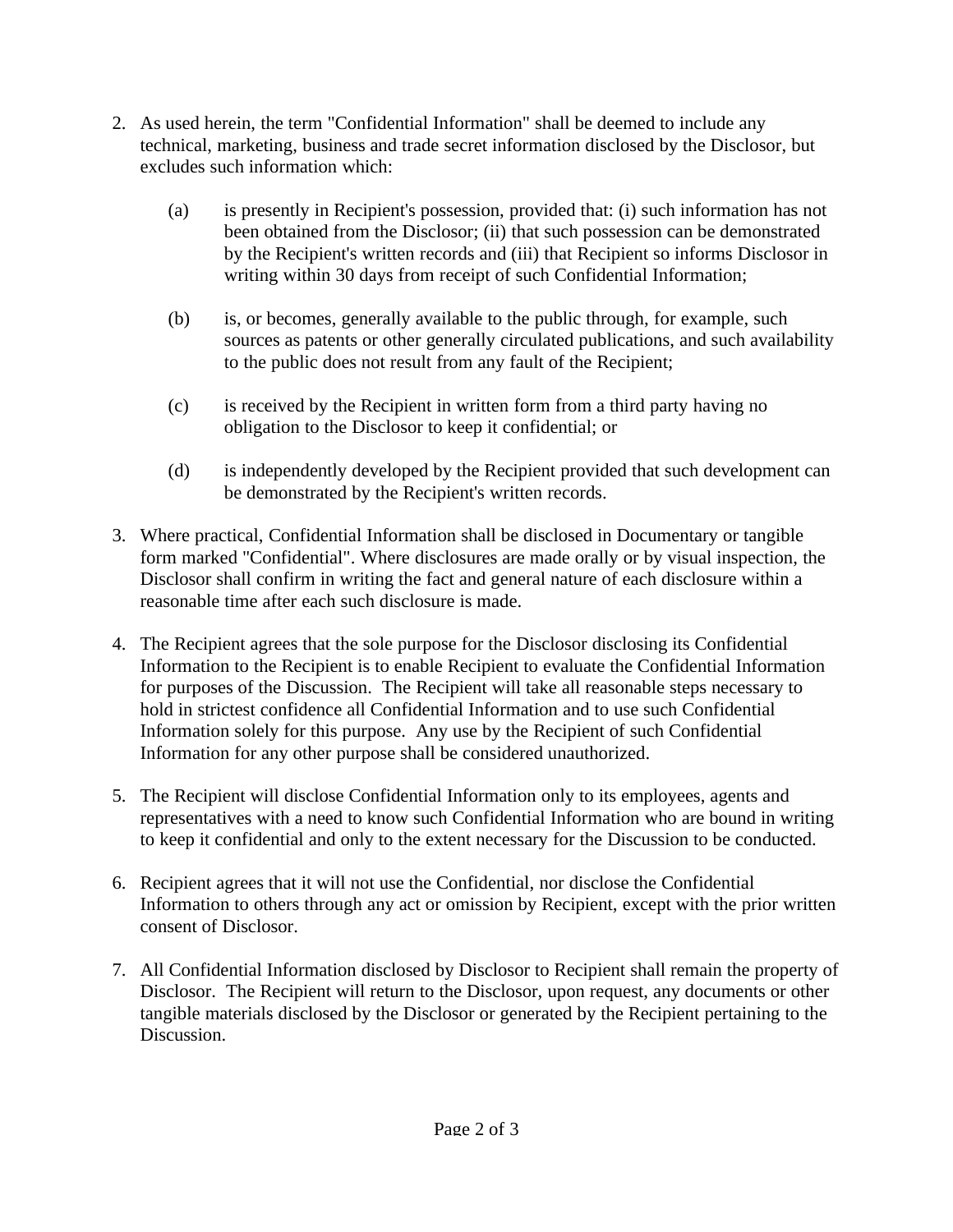2. As used herein, the term "Confidential Information" shall be deemed to include any technical, marketing, business and trade secret information disclosed by the Disclosor, but excludes such information which:

   (a) is presently in Recipient's possession, provided that: (i) such information has not been obtained from the Disclosor; (ii) that such possession can be demonstrated by the Recipient's written records and (iii) that Recipient so informs Disclosor in writing within 30 days from receipt of such Confidential Information;

   (b) is, or becomes, generally available to the public through, for example, such sources as patents or other generally circulated publications, and such availability to the public does not result from any fault of the Recipient;

   (c) is received by the Recipient in written form from a third party having no obligation to the Disclosor to keep it confidential; or

   (d) is independently developed by the Recipient provided that such development can be demonstrated by the Recipient's written records.

3. Where practical, Confidential Information shall be disclosed in Documentary or tangible form marked "Confidential". Where disclosures are made orally or by visual inspection, the Disclosor shall confirm in writing the fact and general nature of each disclosure within a reasonable time after each such disclosure is made.

4. The Recipient agrees that the sole purpose for the Disclosor disclosing its Confidential Information to the Recipient is to enable Recipient to evaluate the Confidential Information for purposes of the Discussion. The Recipient will take all reasonable steps necessary to hold in strictest confidence all Confidential Information and to use such Confidential Information solely for this purpose. Any use by the Recipient of such Confidential Information for any other purpose shall be considered unauthorized.

5. The Recipient will disclose Confidential Information only to its employees, agents and representatives with a need to know such Confidential Information who are bound in writing to keep it confidential and only to the extent necessary for the Discussion to be conducted.

6. Recipient agrees that it will not use the Confidential, nor disclose the Confidential Information to others through any act or omission by Recipient, except with the prior written consent of Disclosor.

7. All Confidential Information disclosed by Disclosor to Recipient shall remain the property of Disclosor. The Recipient will return to the Disclosor, upon request, any documents or other tangible materials disclosed by the Disclosor or generated by the Recipient pertaining to the Discussion.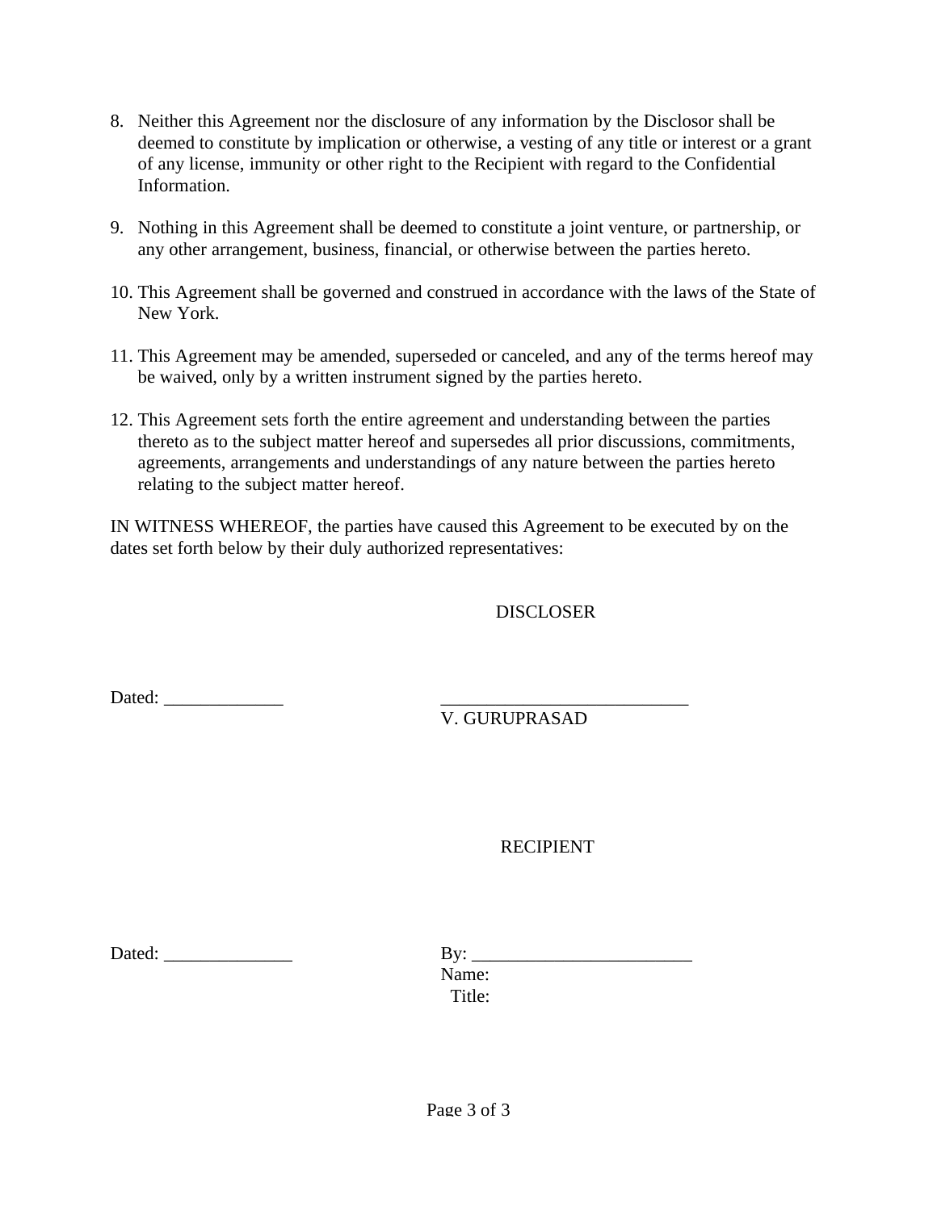8. Neither this Agreement nor the disclosure of any information by the Disclosor shall be deemed to constitute by implication or otherwise, a vesting of any title or interest or a grant of any license, immunity or other right to the Recipient with regard to the Confidential Information.

9. Nothing in this Agreement shall be deemed to constitute a joint venture, or partnership, or any other arrangement, business, financial, or otherwise between the parties hereto.

10. This Agreement shall be governed and construed in accordance with the laws of the State of New York.

11. This Agreement may be amended, superseded or canceled, and any of the terms hereof may be waived, only by a written instrument signed by the parties hereto.

12. This Agreement sets forth the entire agreement and understanding between the parties thereto as to the subject matter hereof and supersedes all prior discussions, commitments, agreements, arrangements and understandings of any nature between the parties hereto relating to the subject matter hereof.

IN WITNESS WHEREOF, the parties have caused this Agreement to be executed by on the dates set forth below by their duly authorized representatives:

DISCLOSER

Dated: _____________ ___________________________
V. GURUPRASAD

RECIPIENT

Dated: ______________ By: ________________________
Name:
Title: